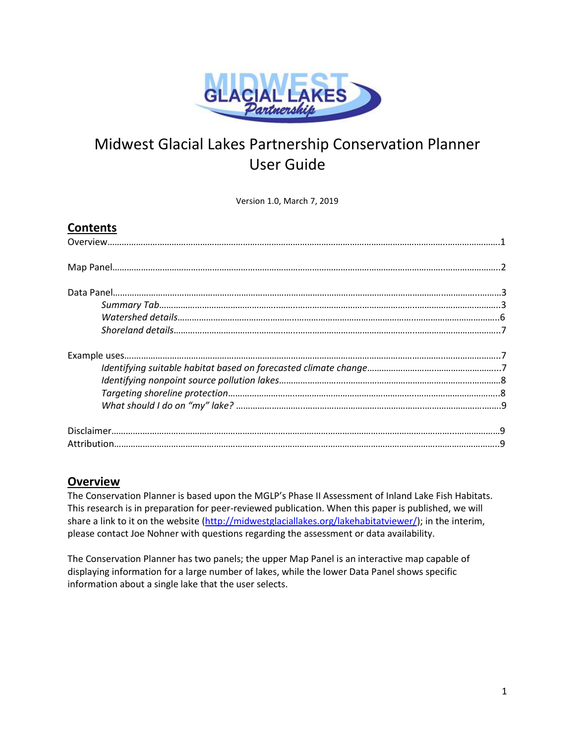# Midwest Glacial Lakes Partnership Conservation Planner User Guide

Version 1.0, March 7, 2019

## Contents

Overview……………………………………………………………………………………………………………………………………1

Map Panel……………………………………………………………………………………………………………………………………2

Data Panel……………………………………………………………………………………………………………………………………3
- *Summary Tab*……………………………………………………………………………………………………………………3
- *Watershed details*……………………………………………………………………………………………………………6
- *Shoreland details*……………………………………………………………………………………………………………7

Example uses………………………………………………………………………………………………………………………………7
- *Identifying suitable habitat based on forecasted climate change*……………………………………………7
- *Identifying nonpoint source pollution lakes*………………………………………………………………………8
- *Targeting shoreline protection*…………………………………………………………………………………………8
- *What should I do on "my" lake?* ………………………………………………………………………………………9

Disclaimer……………………………………………………………………………………………………………………………………9
Attribution……………………………………………………………………………………………………………………………………9

## Overview

The Conservation Planner is based upon the MGLP's Phase II Assessment of Inland Lake Fish Habitats. This research is in preparation for peer-reviewed publication. When this paper is published, we will share a link to it on the website (http://midwestglaciallakes.org/lakehabitatviewer/); in the interim, please contact Joe Nohner with questions regarding the assessment or data availability.

The Conservation Planner has two panels; the upper Map Panel is an interactive map capable of displaying information for a large number of lakes, while the lower Data Panel shows specific information about a single lake that the user selects.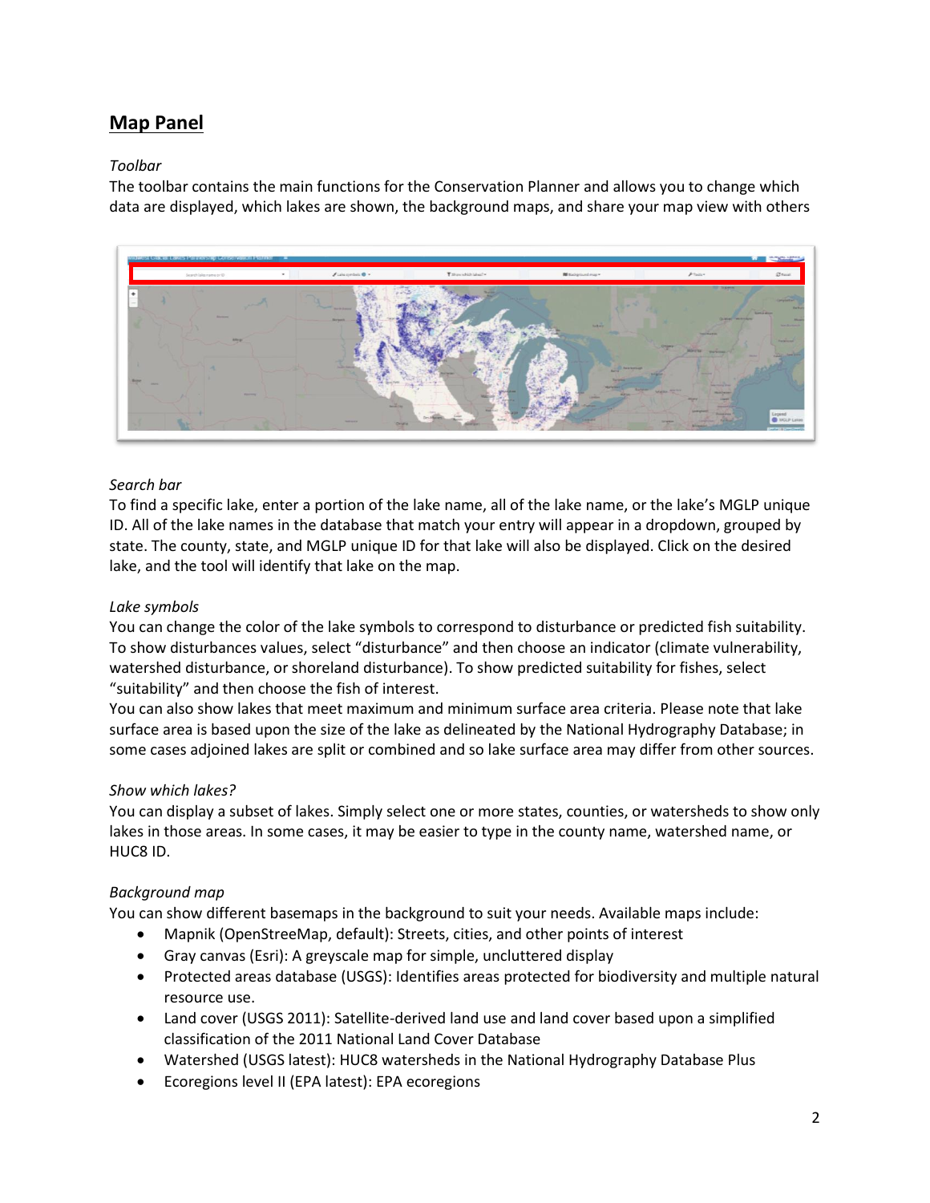## Map Panel

*Toolbar*

The toolbar contains the main functions for the Conservation Planner and allows you to change which data are displayed, which lakes are shown, the background maps, and share your map view with others

*Search bar*

To find a specific lake, enter a portion of the lake name, all of the lake name, or the lake's MGLP unique ID. All of the lake names in the database that match your entry will appear in a dropdown, grouped by state. The county, state, and MGLP unique ID for that lake will also be displayed. Click on the desired lake, and the tool will identify that lake on the map.

*Lake symbols*

You can change the color of the lake symbols to correspond to disturbance or predicted fish suitability. To show disturbances values, select "disturbance" and then choose an indicator (climate vulnerability, watershed disturbance, or shoreland disturbance). To show predicted suitability for fishes, select "suitability" and then choose the fish of interest.

You can also show lakes that meet maximum and minimum surface area criteria. Please note that lake surface area is based upon the size of the lake as delineated by the National Hydrography Database; in some cases adjoined lakes are split or combined and so lake surface area may differ from other sources.

*Show which lakes?*

You can display a subset of lakes. Simply select one or more states, counties, or watersheds to show only lakes in those areas. In some cases, it may be easier to type in the county name, watershed name, or HUC8 ID.

*Background map*

You can show different basemaps in the background to suit your needs. Available maps include:

- Mapnik (OpenStreeMap, default): Streets, cities, and other points of interest
- Gray canvas (Esri): A greyscale map for simple, uncluttered display
- Protected areas database (USGS): Identifies areas protected for biodiversity and multiple natural resource use.
- Land cover (USGS 2011): Satellite-derived land use and land cover based upon a simplified classification of the 2011 National Land Cover Database
- Watershed (USGS latest): HUC8 watersheds in the National Hydrography Database Plus
- Ecoregions level II (EPA latest): EPA ecoregions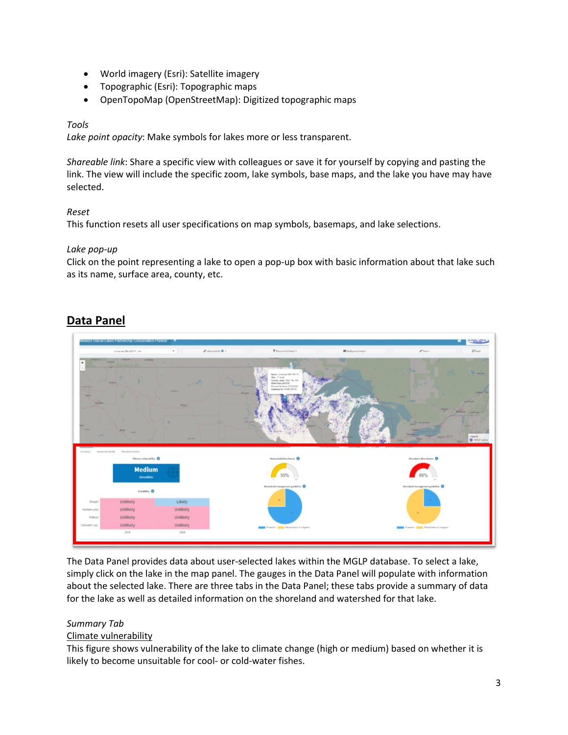- World imagery (Esri): Satellite imagery
- Topographic (Esri): Topographic maps
- OpenTopoMap (OpenStreetMap): Digitized topographic maps

*Tools*

*Lake point opacity*: Make symbols for lakes more or less transparent.

*Shareable link*: Share a specific view with colleagues or save it for yourself by copying and pasting the link. The view will include the specific zoom, lake symbols, base maps, and the lake you have may have selected.

*Reset*

This function resets all user specifications on map symbols, basemaps, and lake selections.

*Lake pop-up*

Click on the point representing a lake to open a pop-up box with basic information about that lake such as its name, surface area, county, etc.

## Data Panel

The Data Panel provides data about user-selected lakes within the MGLP database. To select a lake, simply click on the lake in the map panel. The gauges in the Data Panel will populate with information about the selected lake. There are three tabs in the Data Panel; these tabs provide a summary of data for the lake as well as detailed information on the shoreland and watershed for that lake.

*Summary Tab*

Climate vulnerability

This figure shows vulnerability of the lake to climate change (high or medium) based on whether it is likely to become unsuitable for cool- or cold-water fishes.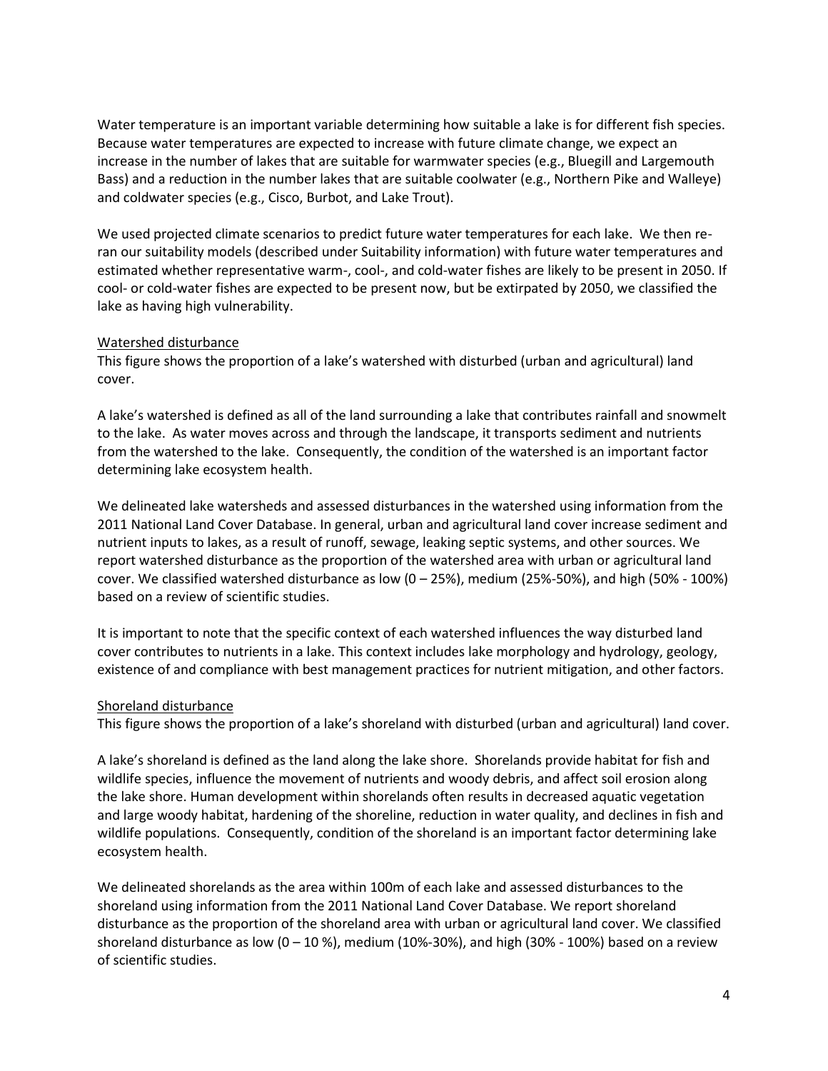Water temperature is an important variable determining how suitable a lake is for different fish species. Because water temperatures are expected to increase with future climate change, we expect an increase in the number of lakes that are suitable for warmwater species (e.g., Bluegill and Largemouth Bass) and a reduction in the number lakes that are suitable coolwater (e.g., Northern Pike and Walleye) and coldwater species (e.g., Cisco, Burbot, and Lake Trout).

We used projected climate scenarios to predict future water temperatures for each lake. We then re-ran our suitability models (described under Suitability information) with future water temperatures and estimated whether representative warm-, cool-, and cold-water fishes are likely to be present in 2050. If cool- or cold-water fishes are expected to be present now, but be extirpated by 2050, we classified the lake as having high vulnerability.

Watershed disturbance

This figure shows the proportion of a lake's watershed with disturbed (urban and agricultural) land cover.

A lake's watershed is defined as all of the land surrounding a lake that contributes rainfall and snowmelt to the lake. As water moves across and through the landscape, it transports sediment and nutrients from the watershed to the lake. Consequently, the condition of the watershed is an important factor determining lake ecosystem health.

We delineated lake watersheds and assessed disturbances in the watershed using information from the 2011 National Land Cover Database. In general, urban and agricultural land cover increase sediment and nutrient inputs to lakes, as a result of runoff, sewage, leaking septic systems, and other sources. We report watershed disturbance as the proportion of the watershed area with urban or agricultural land cover. We classified watershed disturbance as low (0 – 25%), medium (25%-50%), and high (50% - 100%) based on a review of scientific studies.

It is important to note that the specific context of each watershed influences the way disturbed land cover contributes to nutrients in a lake. This context includes lake morphology and hydrology, geology, existence of and compliance with best management practices for nutrient mitigation, and other factors.

Shoreland disturbance

This figure shows the proportion of a lake's shoreland with disturbed (urban and agricultural) land cover.

A lake's shoreland is defined as the land along the lake shore. Shorelands provide habitat for fish and wildlife species, influence the movement of nutrients and woody debris, and affect soil erosion along the lake shore. Human development within shorelands often results in decreased aquatic vegetation and large woody habitat, hardening of the shoreline, reduction in water quality, and declines in fish and wildlife populations. Consequently, condition of the shoreland is an important factor determining lake ecosystem health.

We delineated shorelands as the area within 100m of each lake and assessed disturbances to the shoreland using information from the 2011 National Land Cover Database. We report shoreland disturbance as the proportion of the shoreland area with urban or agricultural land cover. We classified shoreland disturbance as low (0 – 10 %), medium (10%-30%), and high (30% - 100%) based on a review of scientific studies.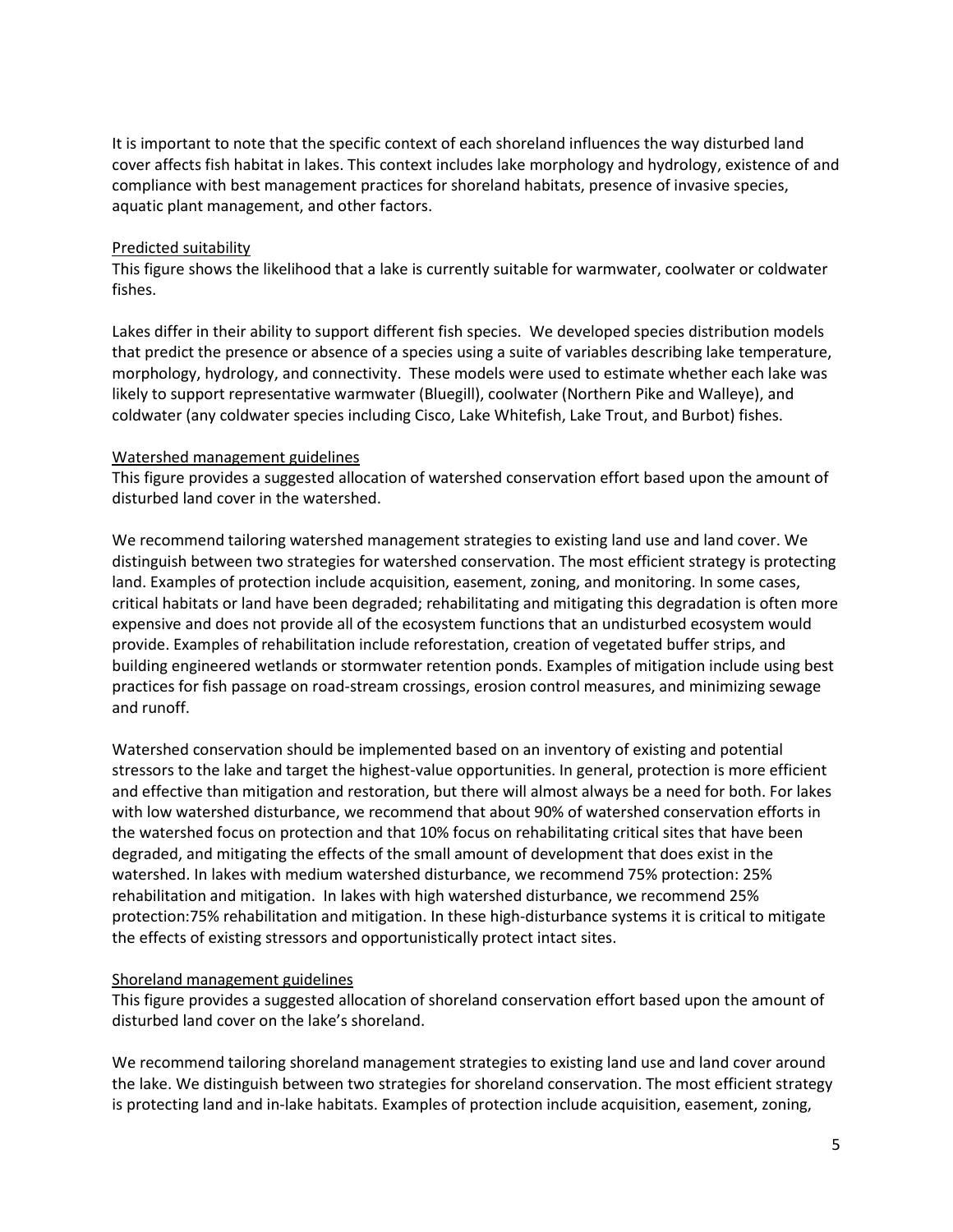It is important to note that the specific context of each shoreland influences the way disturbed land cover affects fish habitat in lakes. This context includes lake morphology and hydrology, existence of and compliance with best management practices for shoreland habitats, presence of invasive species, aquatic plant management, and other factors.

Predicted suitability

This figure shows the likelihood that a lake is currently suitable for warmwater, coolwater or coldwater fishes.

Lakes differ in their ability to support different fish species. We developed species distribution models that predict the presence or absence of a species using a suite of variables describing lake temperature, morphology, hydrology, and connectivity. These models were used to estimate whether each lake was likely to support representative warmwater (Bluegill), coolwater (Northern Pike and Walleye), and coldwater (any coldwater species including Cisco, Lake Whitefish, Lake Trout, and Burbot) fishes.

Watershed management guidelines

This figure provides a suggested allocation of watershed conservation effort based upon the amount of disturbed land cover in the watershed.

We recommend tailoring watershed management strategies to existing land use and land cover. We distinguish between two strategies for watershed conservation. The most efficient strategy is protecting land. Examples of protection include acquisition, easement, zoning, and monitoring. In some cases, critical habitats or land have been degraded; rehabilitating and mitigating this degradation is often more expensive and does not provide all of the ecosystem functions that an undisturbed ecosystem would provide. Examples of rehabilitation include reforestation, creation of vegetated buffer strips, and building engineered wetlands or stormwater retention ponds. Examples of mitigation include using best practices for fish passage on road-stream crossings, erosion control measures, and minimizing sewage and runoff.

Watershed conservation should be implemented based on an inventory of existing and potential stressors to the lake and target the highest-value opportunities. In general, protection is more efficient and effective than mitigation and restoration, but there will almost always be a need for both. For lakes with low watershed disturbance, we recommend that about 90% of watershed conservation efforts in the watershed focus on protection and that 10% focus on rehabilitating critical sites that have been degraded, and mitigating the effects of the small amount of development that does exist in the watershed. In lakes with medium watershed disturbance, we recommend 75% protection: 25% rehabilitation and mitigation. In lakes with high watershed disturbance, we recommend 25% protection:75% rehabilitation and mitigation. In these high-disturbance systems it is critical to mitigate the effects of existing stressors and opportunistically protect intact sites.

Shoreland management guidelines

This figure provides a suggested allocation of shoreland conservation effort based upon the amount of disturbed land cover on the lake's shoreland.

We recommend tailoring shoreland management strategies to existing land use and land cover around the lake. We distinguish between two strategies for shoreland conservation. The most efficient strategy is protecting land and in-lake habitats. Examples of protection include acquisition, easement, zoning,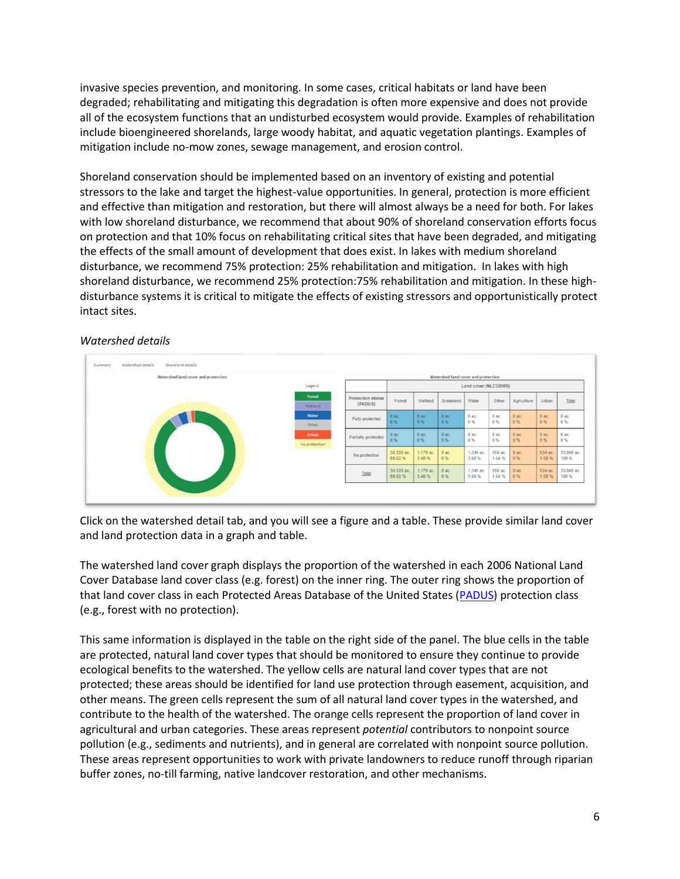invasive species prevention, and monitoring. In some cases, critical habitats or land have been degraded; rehabilitating and mitigating this degradation is often more expensive and does not provide all of the ecosystem functions that an undisturbed ecosystem would provide. Examples of rehabilitation include bioengineered shorelands, large woody habitat, and aquatic vegetation plantings. Examples of mitigation include no-mow zones, sewage management, and erosion control.

Shoreland conservation should be implemented based on an inventory of existing and potential stressors to the lake and target the highest-value opportunities. In general, protection is more efficient and effective than mitigation and restoration, but there will almost always be a need for both. For lakes with low shoreland disturbance, we recommend that about 90% of shoreland conservation efforts focus on protection and that 10% focus on rehabilitating critical sites that have been degraded, and mitigating the effects of the small amount of development that does exist. In lakes with medium shoreland disturbance, we recommend 75% protection: 25% rehabilitation and mitigation. In lakes with high shoreland disturbance, we recommend 25% protection:75% rehabilitation and mitigation. In these high-disturbance systems it is critical to mitigate the effects of existing stressors and opportunistically protect intact sites.

*Watershed details*

Summary | Watershed details | Shoreland details

Watershed land cover and protection

Legend: Forest, Wetland, Water, Other, Urban, No protection

Watershed land cover and protection

| Protection status (PADUS) | Forest | Wetland | Grassland | Water | Other | Agriculture | Urban | Total |
|---|---|---|---|---|---|---|---|---|
| | Land cover (NLCD2006) | | | | | | | |
| Fully protected | 0 ac. 0 % | 0 ac. 0 % | 0 ac. 0 % | 0 ac. 0 % | 0 ac. 0 % | 0 ac. 0 % | 0 ac. 0 % | 0 ac. 0 % |
| Partially protected | 0 ac. 0 % | 0 ac. 0 % | 0 ac. 0 % | 0 ac. 0 % | 0 ac. 0 % | 0 ac. 0 % | 0 ac. 0 % | 0 ac. 0 % |
| No protection | 30,335 ac. 89.62 % | 1,179 ac. 3.48 % | 0 ac. 0 % | 1,245 ac. 3.68 % | 556 ac. 1.64 % | 0 ac. 0 % | 534 ac. 1.58 % | 33,849 ac. 100 % |
| Total | 30,335 ac. 89.62 % | 1,179 ac. 3.48 % | 0 ac. 0 % | 1,245 ac. 3.68 % | 556 ac. 1.64 % | 0 ac. 0 % | 534 ac. 1.58 % | 33,849 ac. 100 % |

Click on the watershed detail tab, and you will see a figure and a table. These provide similar land cover and land protection data in a graph and table.

The watershed land cover graph displays the proportion of the watershed in each 2006 National Land Cover Database land cover class (e.g. forest) on the inner ring. The outer ring shows the proportion of that land cover class in each Protected Areas Database of the United States (PADUS) protection class (e.g., forest with no protection).

This same information is displayed in the table on the right side of the panel. The blue cells in the table are protected, natural land cover types that should be monitored to ensure they continue to provide ecological benefits to the watershed. The yellow cells are natural land cover types that are not protected; these areas should be identified for land use protection through easement, acquisition, and other means. The green cells represent the sum of all natural land cover types in the watershed, and contribute to the health of the watershed. The orange cells represent the proportion of land cover in agricultural and urban categories. These areas represent *potential* contributors to nonpoint source pollution (e.g., sediments and nutrients), and in general are correlated with nonpoint source pollution. These areas represent opportunities to work with private landowners to reduce runoff through riparian buffer zones, no-till farming, native landcover restoration, and other mechanisms.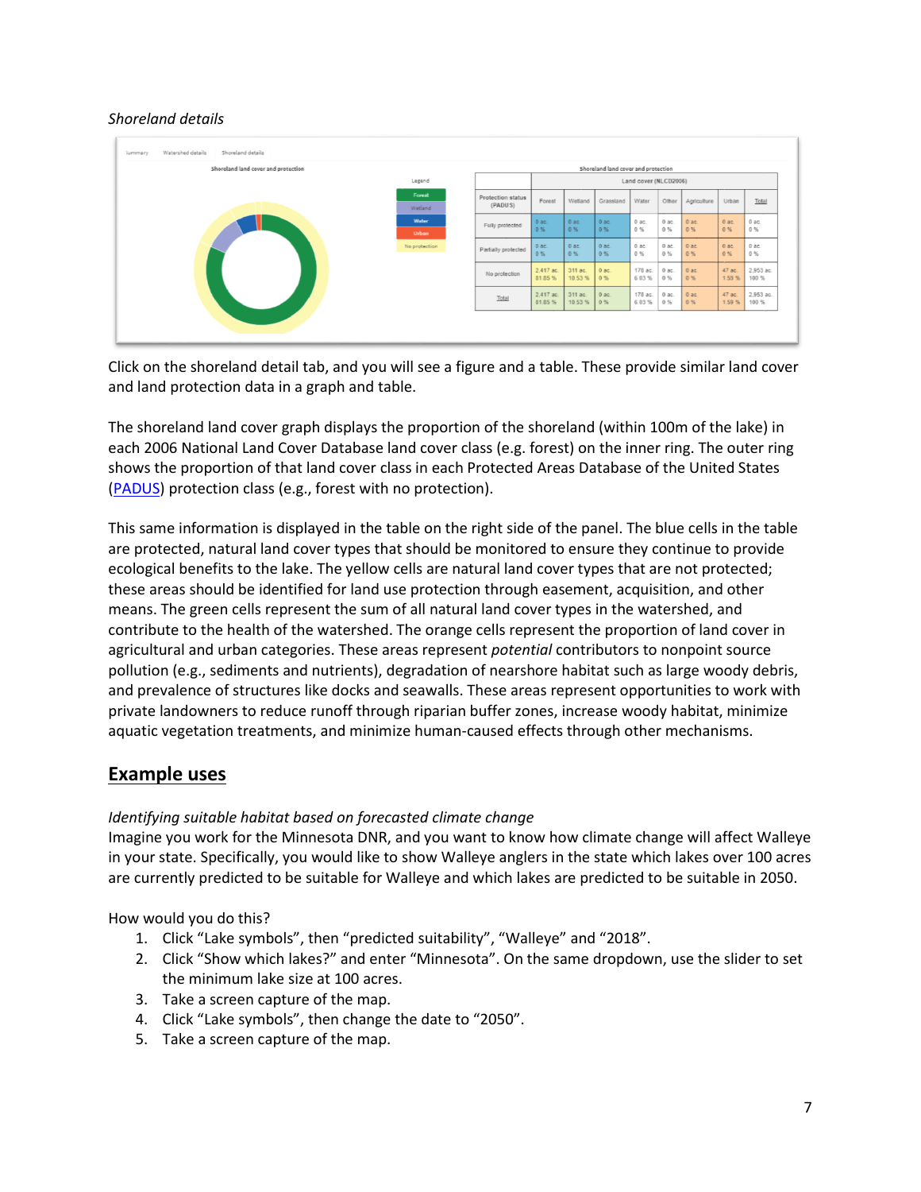*Shoreland details*

Summary | Watershed details | Shoreland details

Shoreland land cover and protection

Legend

Forest

Wetland

Water

Urban

No protection

Shoreland land cover and protection

| Protection status (PADUS) | Land cover (NLCD2006) | | | | | | | |
|---|---|---|---|---|---|---|---|---|
| | Forest | Wetland | Grassland | Water | Other | Agriculture | Urban | Total |
| Fully protected | 0 ac. 0 % | 0 ac. 0 % | 0 ac. 0 % | 0 ac. 0 % | 0 ac. 0 % | 0 ac. 0 % | 0 ac. 0 % | 0 ac. 0 % |
| Partially protected | 0 ac. 0 % | 0 ac. 0 % | 0 ac. 0 % | 0 ac. 0 % | 0 ac. 0 % | 0 ac. 0 % | 0 ac. 0 % | 0 ac. 0 % |
| No protection | 2,417 ac. 81.85 % | 311 ac. 10.53 % | 0 ac. 0 % | 178 ac. 6.03 % | 0 ac. 0 % | 0 ac. 0 % | 47 ac. 1.59 % | 2,953 ac. 100 % |
| Total | 2,417 ac. 81.85 % | 311 ac. 10.53 % | 0 ac. 0 % | 178 ac. 6.03 % | 0 ac. 0 % | 0 ac. 0 % | 47 ac. 1.59 % | 2,953 ac. 100 % |

Click on the shoreland detail tab, and you will see a figure and a table. These provide similar land cover and land protection data in a graph and table.

The shoreland land cover graph displays the proportion of the shoreland (within 100m of the lake) in each 2006 National Land Cover Database land cover class (e.g. forest) on the inner ring. The outer ring shows the proportion of that land cover class in each Protected Areas Database of the United States (PADUS) protection class (e.g., forest with no protection).

This same information is displayed in the table on the right side of the panel. The blue cells in the table are protected, natural land cover types that should be monitored to ensure they continue to provide ecological benefits to the lake. The yellow cells are natural land cover types that are not protected; these areas should be identified for land use protection through easement, acquisition, and other means. The green cells represent the sum of all natural land cover types in the watershed, and contribute to the health of the watershed. The orange cells represent the proportion of land cover in agricultural and urban categories. These areas represent *potential* contributors to nonpoint source pollution (e.g., sediments and nutrients), degradation of nearshore habitat such as large woody debris, and prevalence of structures like docks and seawalls. These areas represent opportunities to work with private landowners to reduce runoff through riparian buffer zones, increase woody habitat, minimize aquatic vegetation treatments, and minimize human-caused effects through other mechanisms.

## Example uses

*Identifying suitable habitat based on forecasted climate change*

Imagine you work for the Minnesota DNR, and you want to know how climate change will affect Walleye in your state. Specifically, you would like to show Walleye anglers in the state which lakes over 100 acres are currently predicted to be suitable for Walleye and which lakes are predicted to be suitable in 2050.

How would you do this?

1. Click "Lake symbols", then "predicted suitability", "Walleye" and "2018".
2. Click "Show which lakes?" and enter "Minnesota". On the same dropdown, use the slider to set the minimum lake size at 100 acres.
3. Take a screen capture of the map.
4. Click "Lake symbols", then change the date to "2050".
5. Take a screen capture of the map.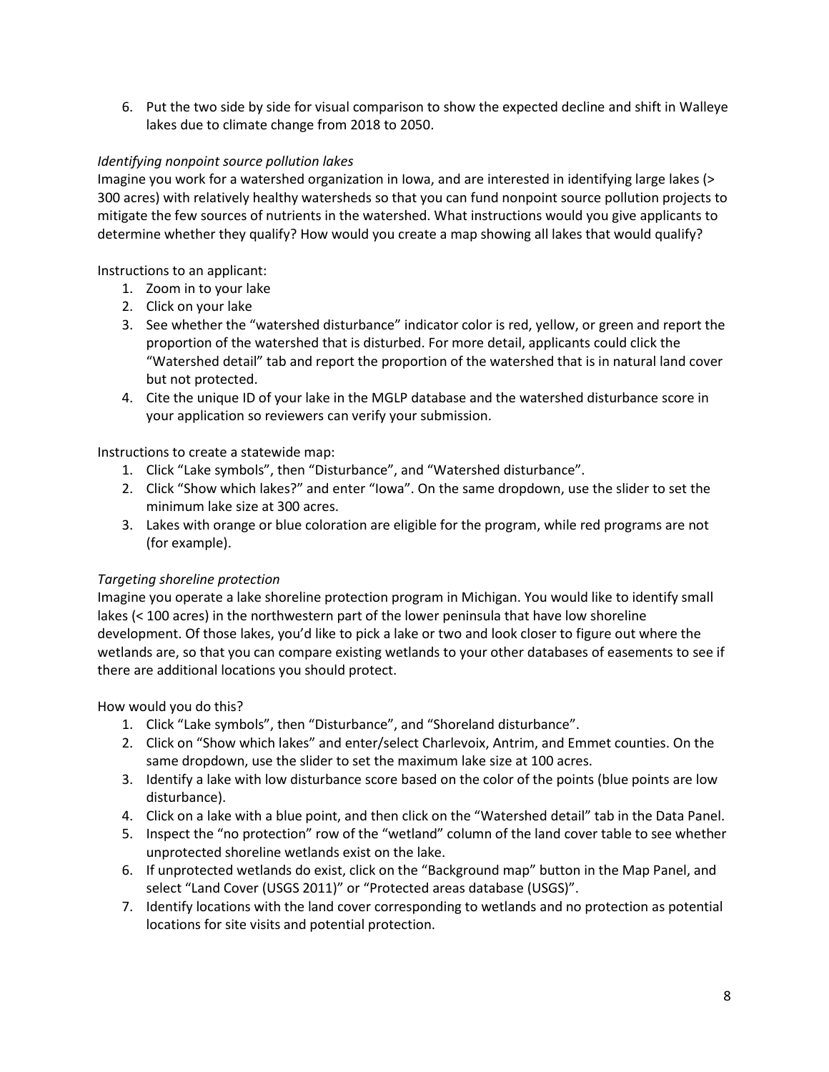6. Put the two side by side for visual comparison to show the expected decline and shift in Walleye lakes due to climate change from 2018 to 2050.

*Identifying nonpoint source pollution lakes*

Imagine you work for a watershed organization in Iowa, and are interested in identifying large lakes (> 300 acres) with relatively healthy watersheds so that you can fund nonpoint source pollution projects to mitigate the few sources of nutrients in the watershed. What instructions would you give applicants to determine whether they qualify? How would you create a map showing all lakes that would qualify?

Instructions to an applicant:

1. Zoom in to your lake
2. Click on your lake
3. See whether the "watershed disturbance" indicator color is red, yellow, or green and report the proportion of the watershed that is disturbed. For more detail, applicants could click the "Watershed detail" tab and report the proportion of the watershed that is in natural land cover but not protected.
4. Cite the unique ID of your lake in the MGLP database and the watershed disturbance score in your application so reviewers can verify your submission.

Instructions to create a statewide map:

1. Click "Lake symbols", then "Disturbance", and "Watershed disturbance".
2. Click "Show which lakes?" and enter "Iowa". On the same dropdown, use the slider to set the minimum lake size at 300 acres.
3. Lakes with orange or blue coloration are eligible for the program, while red programs are not (for example).

*Targeting shoreline protection*

Imagine you operate a lake shoreline protection program in Michigan. You would like to identify small lakes (< 100 acres) in the northwestern part of the lower peninsula that have low shoreline development. Of those lakes, you'd like to pick a lake or two and look closer to figure out where the wetlands are, so that you can compare existing wetlands to your other databases of easements to see if there are additional locations you should protect.

How would you do this?

1. Click "Lake symbols", then "Disturbance", and "Shoreland disturbance".
2. Click on "Show which lakes" and enter/select Charlevoix, Antrim, and Emmet counties. On the same dropdown, use the slider to set the maximum lake size at 100 acres.
3. Identify a lake with low disturbance score based on the color of the points (blue points are low disturbance).
4. Click on a lake with a blue point, and then click on the "Watershed detail" tab in the Data Panel.
5. Inspect the "no protection" row of the "wetland" column of the land cover table to see whether unprotected shoreline wetlands exist on the lake.
6. If unprotected wetlands do exist, click on the "Background map" button in the Map Panel, and select "Land Cover (USGS 2011)" or "Protected areas database (USGS)".
7. Identify locations with the land cover corresponding to wetlands and no protection as potential locations for site visits and potential protection.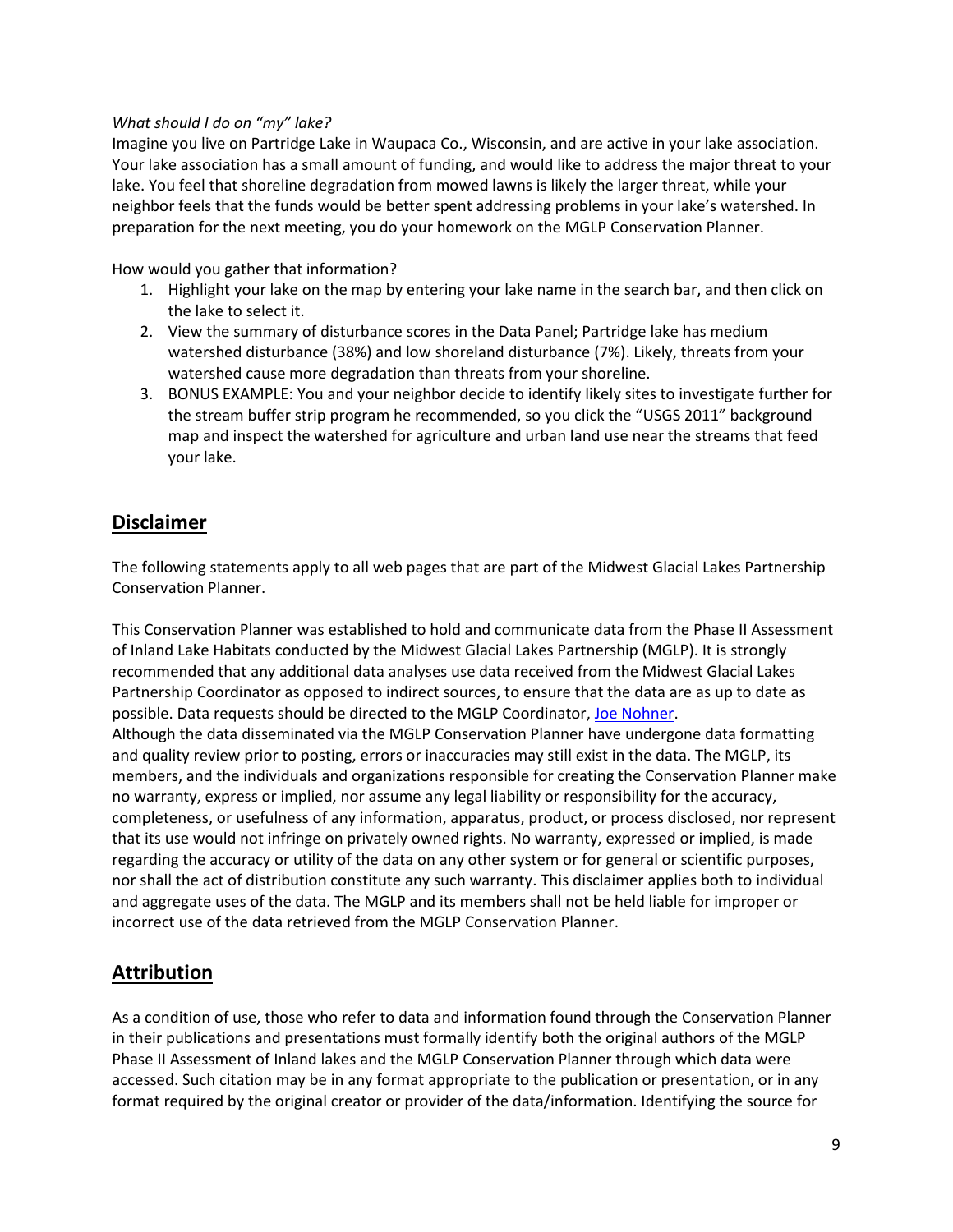*What should I do on "my" lake?*

Imagine you live on Partridge Lake in Waupaca Co., Wisconsin, and are active in your lake association. Your lake association has a small amount of funding, and would like to address the major threat to your lake. You feel that shoreline degradation from mowed lawns is likely the larger threat, while your neighbor feels that the funds would be better spent addressing problems in your lake's watershed. In preparation for the next meeting, you do your homework on the MGLP Conservation Planner.

How would you gather that information?

1. Highlight your lake on the map by entering your lake name in the search bar, and then click on the lake to select it.
2. View the summary of disturbance scores in the Data Panel; Partridge lake has medium watershed disturbance (38%) and low shoreland disturbance (7%). Likely, threats from your watershed cause more degradation than threats from your shoreline.
3. BONUS EXAMPLE: You and your neighbor decide to identify likely sites to investigate further for the stream buffer strip program he recommended, so you click the "USGS 2011" background map and inspect the watershed for agriculture and urban land use near the streams that feed your lake.

## Disclaimer

The following statements apply to all web pages that are part of the Midwest Glacial Lakes Partnership Conservation Planner.

This Conservation Planner was established to hold and communicate data from the Phase II Assessment of Inland Lake Habitats conducted by the Midwest Glacial Lakes Partnership (MGLP). It is strongly recommended that any additional data analyses use data received from the Midwest Glacial Lakes Partnership Coordinator as opposed to indirect sources, to ensure that the data are as up to date as possible. Data requests should be directed to the MGLP Coordinator, Joe Nohner.

Although the data disseminated via the MGLP Conservation Planner have undergone data formatting and quality review prior to posting, errors or inaccuracies may still exist in the data. The MGLP, its members, and the individuals and organizations responsible for creating the Conservation Planner make no warranty, express or implied, nor assume any legal liability or responsibility for the accuracy, completeness, or usefulness of any information, apparatus, product, or process disclosed, nor represent that its use would not infringe on privately owned rights. No warranty, expressed or implied, is made regarding the accuracy or utility of the data on any other system or for general or scientific purposes, nor shall the act of distribution constitute any such warranty. This disclaimer applies both to individual and aggregate uses of the data. The MGLP and its members shall not be held liable for improper or incorrect use of the data retrieved from the MGLP Conservation Planner.

## Attribution

As a condition of use, those who refer to data and information found through the Conservation Planner in their publications and presentations must formally identify both the original authors of the MGLP Phase II Assessment of Inland lakes and the MGLP Conservation Planner through which data were accessed. Such citation may be in any format appropriate to the publication or presentation, or in any format required by the original creator or provider of the data/information. Identifying the source for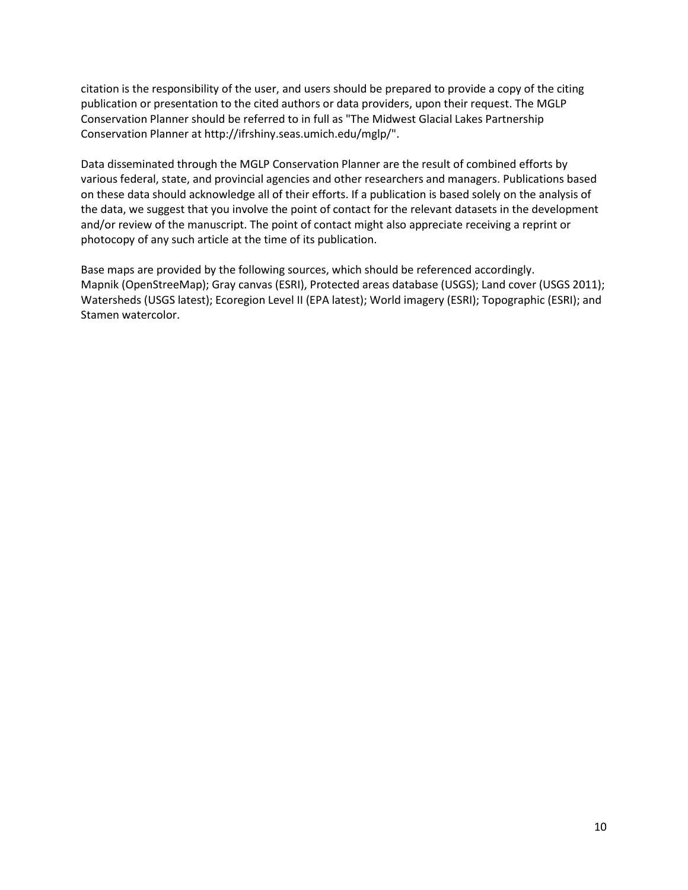citation is the responsibility of the user, and users should be prepared to provide a copy of the citing publication or presentation to the cited authors or data providers, upon their request. The MGLP Conservation Planner should be referred to in full as "The Midwest Glacial Lakes Partnership Conservation Planner at http://ifrshiny.seas.umich.edu/mglp/".

Data disseminated through the MGLP Conservation Planner are the result of combined efforts by various federal, state, and provincial agencies and other researchers and managers. Publications based on these data should acknowledge all of their efforts. If a publication is based solely on the analysis of the data, we suggest that you involve the point of contact for the relevant datasets in the development and/or review of the manuscript. The point of contact might also appreciate receiving a reprint or photocopy of any such article at the time of its publication.

Base maps are provided by the following sources, which should be referenced accordingly.
Mapnik (OpenStreeMap); Gray canvas (ESRI), Protected areas database (USGS); Land cover (USGS 2011); Watersheds (USGS latest); Ecoregion Level II (EPA latest); World imagery (ESRI); Topographic (ESRI); and Stamen watercolor.